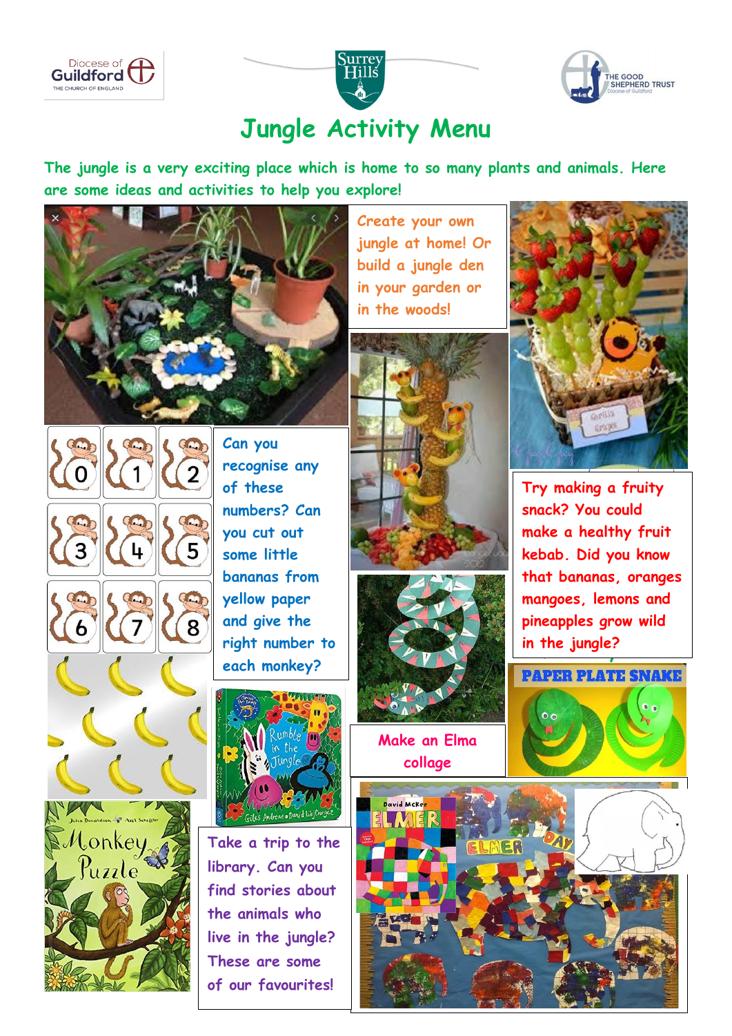# Jungle Activity Menu

**The jungle is a very exciting place which is home to so many plants and animals. Here are some ideas and activities to help you explore!**

Create your own jungle at home! Or build a jungle den in your garden or in the woods!

Can you recognise any of these numbers? Can you cut out some little bananas from yellow paper and give the right number to each monkey?

Try making a fruity snack? You could make a healthy fruit kebab. Did you know that bananas, oranges mangoes, lemons and pineapples grow wild in the jungle?

Make an Elma collage

Take a trip to the library. Can you find stories about the animals who live in the jungle? These are some of our favourites!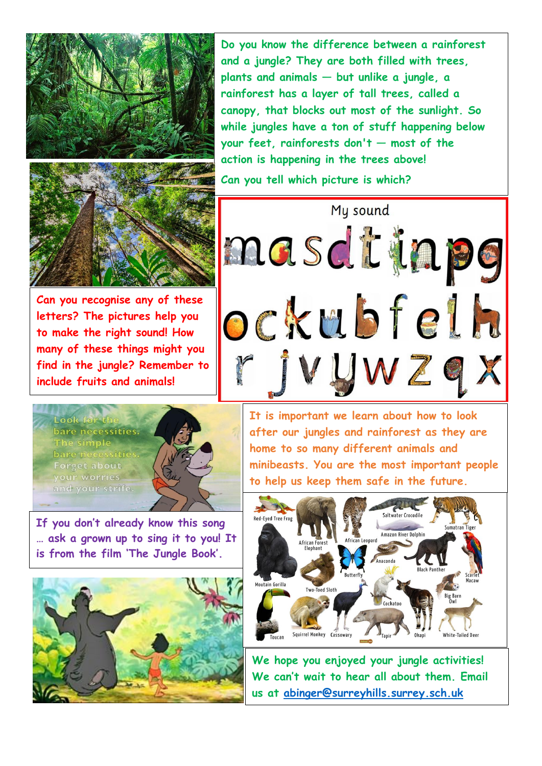Do you know the difference between a rainforest and a jungle? They are both filled with trees, plants and animals — but unlike a jungle, a rainforest has a layer of tall trees, called a canopy, that blocks out most of the sunlight. So while jungles have a ton of stuff happening below your feet, rainforests don't — most of the action is happening in the trees above!

Can you tell which picture is which?

Can you recognise any of these letters? The pictures help you to make the right sound! How many of these things might you find in the jungle? Remember to include fruits and animals!

My sound

m a s d t i n p g
o c k u b f e l h
r j v y w z q x

If you don't already know this song … ask a grown up to sing it to you! It is from the film 'The Jungle Book'.

Look for the bare necessities. The simple bare necessities. Forget about your worries and your strife.

It is important we learn about how to look after our jungles and rainforest as they are home to so many different animals and minibeasts. You are the most important people to help us keep them safe in the future.

Red-Eyed Tree Frog
African Forest Elephant
African Leopard
Saltwater Crocodile
Sumatran Tiger
Amazon River Dolphin
Moutain Gorilla
Butterfly
Anaconda
Black Panther
Scarlet Macaw
Two-Toed Sloth
Cockatoo
Big Barn Owl
Toucan
Squirrel Monkey
Cassowary
Tapir
Okapi
White-Tailed Deer

We hope you enjoyed your jungle activities! We can't wait to hear all about them. Email us at abinger@surreyhills.surrey.sch.uk